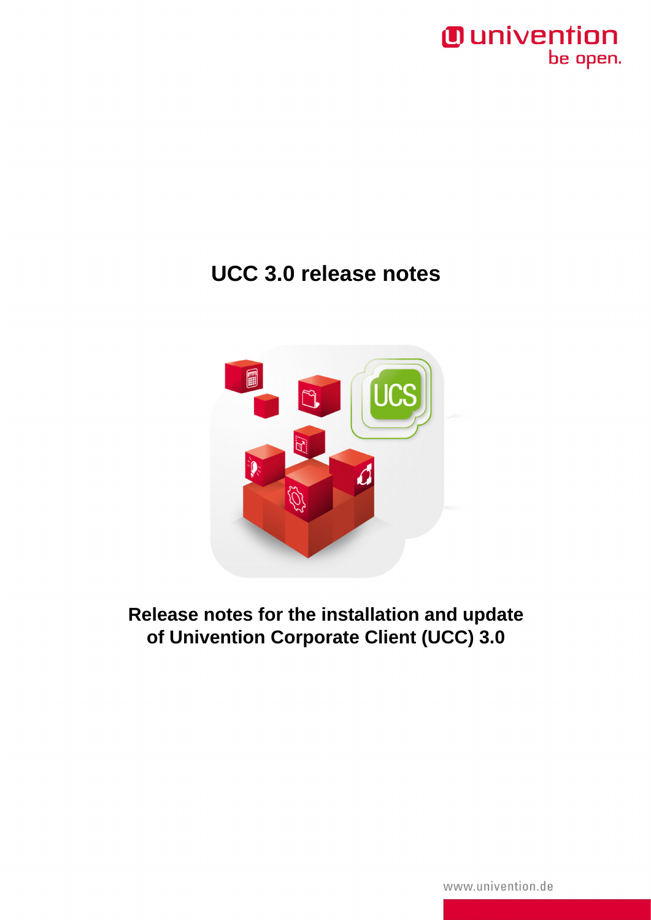# UCC 3.0 release notes

## Release notes for the installation and update of Univention Corporate Client (UCC) 3.0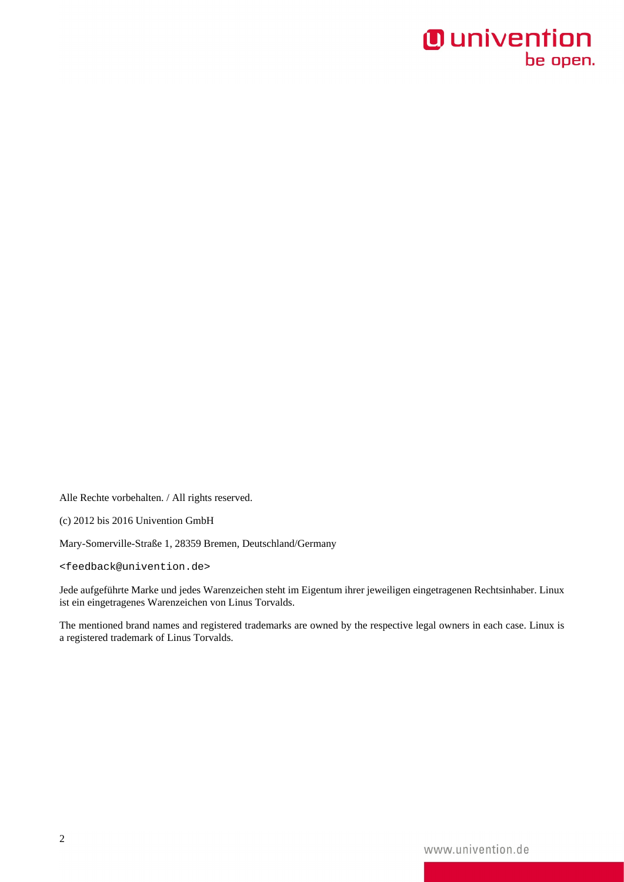Alle Rechte vorbehalten. / All rights reserved.

(c) 2012 bis 2016 Univention GmbH

Mary-Somerville-Straße 1, 28359 Bremen, Deutschland/Germany

`<feedback@univention.de>`

Jede aufgeführte Marke und jedes Warenzeichen steht im Eigentum ihrer jeweiligen eingetragenen Rechtsinhaber. Linux ist ein eingetragenes Warenzeichen von Linus Torvalds.

The mentioned brand names and registered trademarks are owned by the respective legal owners in each case. Linux is a registered trademark of Linus Torvalds.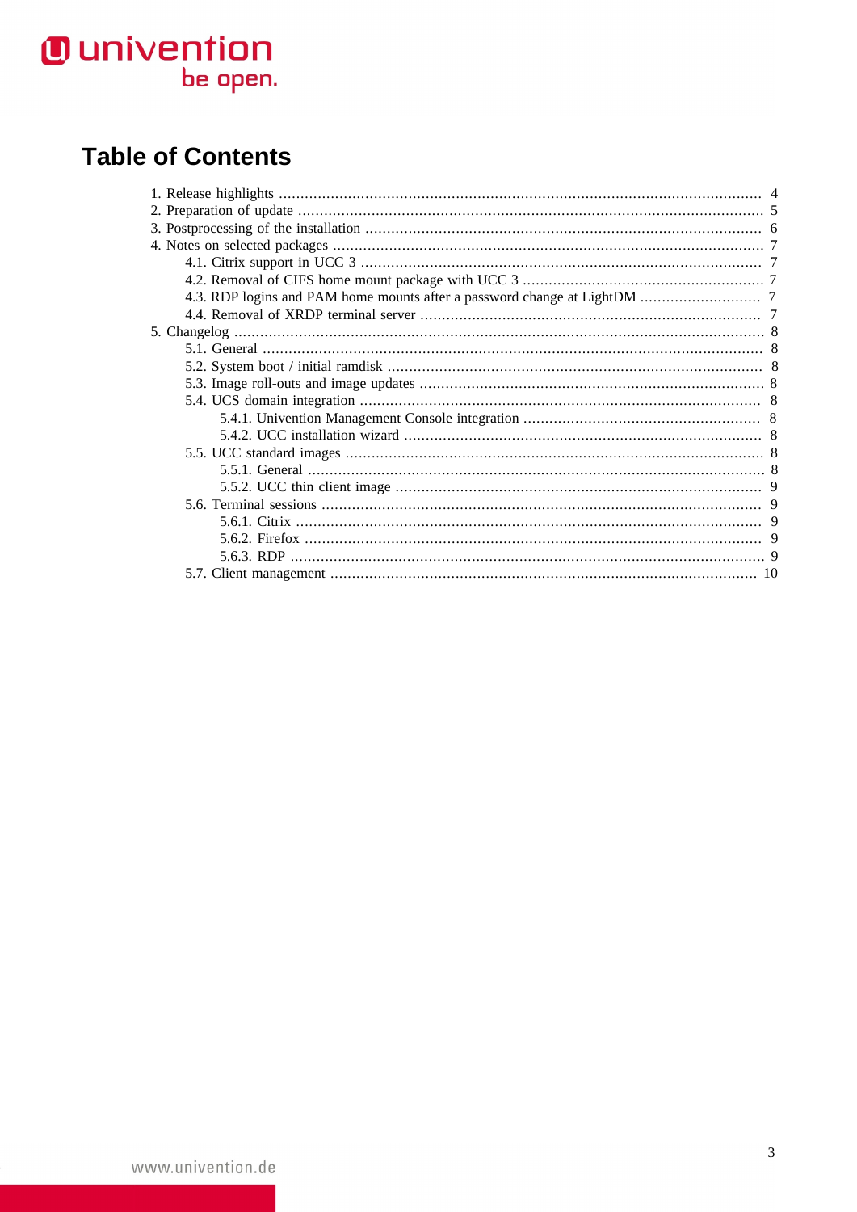# Table of Contents

1. Release highlights ... 4
2. Preparation of update ... 5
3. Postprocessing of the installation ... 6
4. Notes on selected packages ... 7
   - 4.1. Citrix support in UCC 3 ... 7
   - 4.2. Removal of CIFS home mount package with UCC 3 ... 7
   - 4.3. RDP logins and PAM home mounts after a password change at LightDM ... 7
   - 4.4. Removal of XRDP terminal server ... 7
5. Changelog ... 8
   - 5.1. General ... 8
   - 5.2. System boot / initial ramdisk ... 8
   - 5.3. Image roll-outs and image updates ... 8
   - 5.4. UCS domain integration ... 8
     - 5.4.1. Univention Management Console integration ... 8
     - 5.4.2. UCC installation wizard ... 8
   - 5.5. UCC standard images ... 8
     - 5.5.1. General ... 8
     - 5.5.2. UCC thin client image ... 9
   - 5.6. Terminal sessions ... 9
     - 5.6.1. Citrix ... 9
     - 5.6.2. Firefox ... 9
     - 5.6.3. RDP ... 9
   - 5.7. Client management ... 10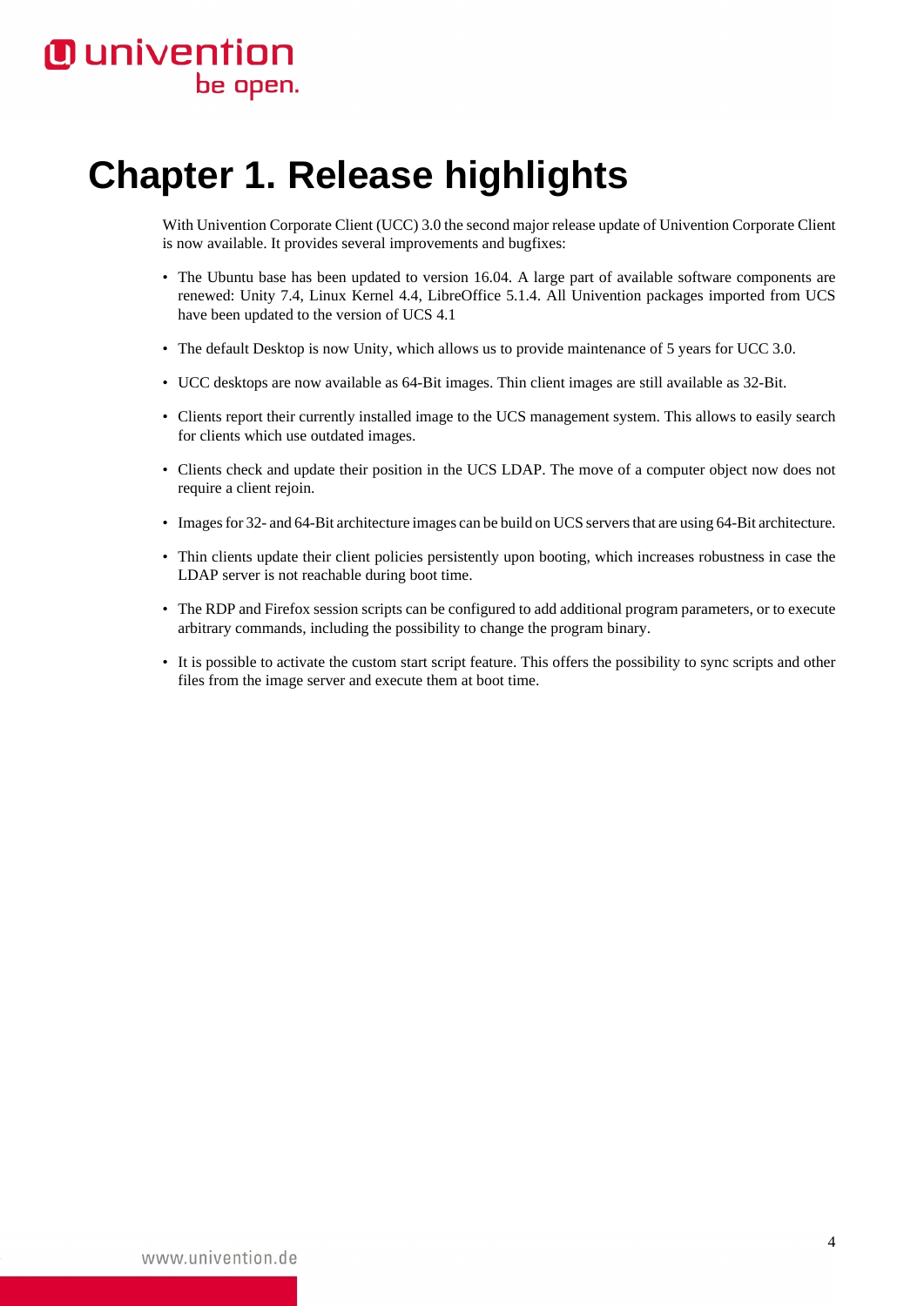# Chapter 1. Release highlights

With Univention Corporate Client (UCC) 3.0 the second major release update of Univention Corporate Client is now available. It provides several improvements and bugfixes:

- The Ubuntu base has been updated to version 16.04. A large part of available software components are renewed: Unity 7.4, Linux Kernel 4.4, LibreOffice 5.1.4. All Univention packages imported from UCS have been updated to the version of UCS 4.1
- The default Desktop is now Unity, which allows us to provide maintenance of 5 years for UCC 3.0.
- UCC desktops are now available as 64-Bit images. Thin client images are still available as 32-Bit.
- Clients report their currently installed image to the UCS management system. This allows to easily search for clients which use outdated images.
- Clients check and update their position in the UCS LDAP. The move of a computer object now does not require a client rejoin.
- Images for 32- and 64-Bit architecture images can be build on UCS servers that are using 64-Bit architecture.
- Thin clients update their client policies persistently upon booting, which increases robustness in case the LDAP server is not reachable during boot time.
- The RDP and Firefox session scripts can be configured to add additional program parameters, or to execute arbitrary commands, including the possibility to change the program binary.
- It is possible to activate the custom start script feature. This offers the possibility to sync scripts and other files from the image server and execute them at boot time.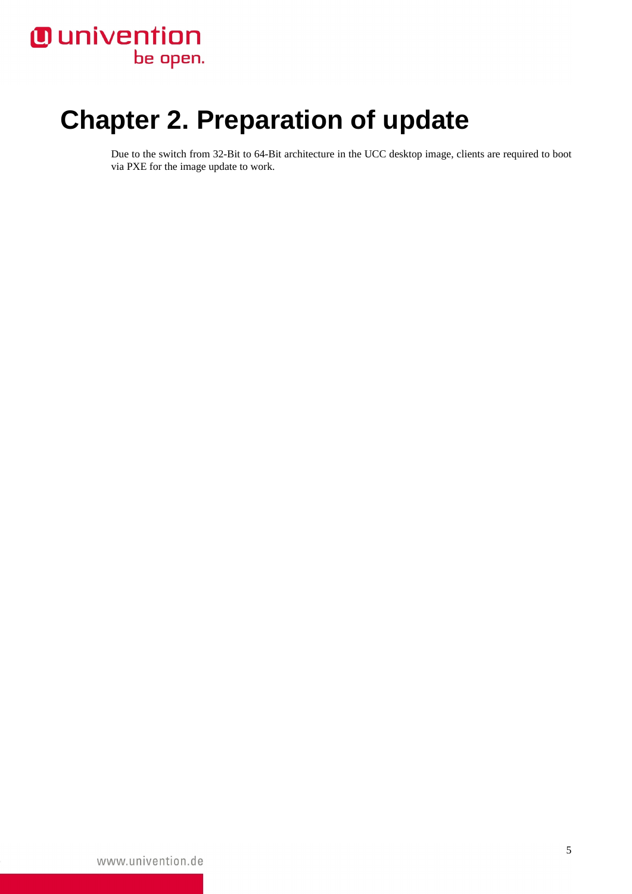# Chapter 2. Preparation of update

Due to the switch from 32-Bit to 64-Bit architecture in the UCC desktop image, clients are required to boot via PXE for the image update to work.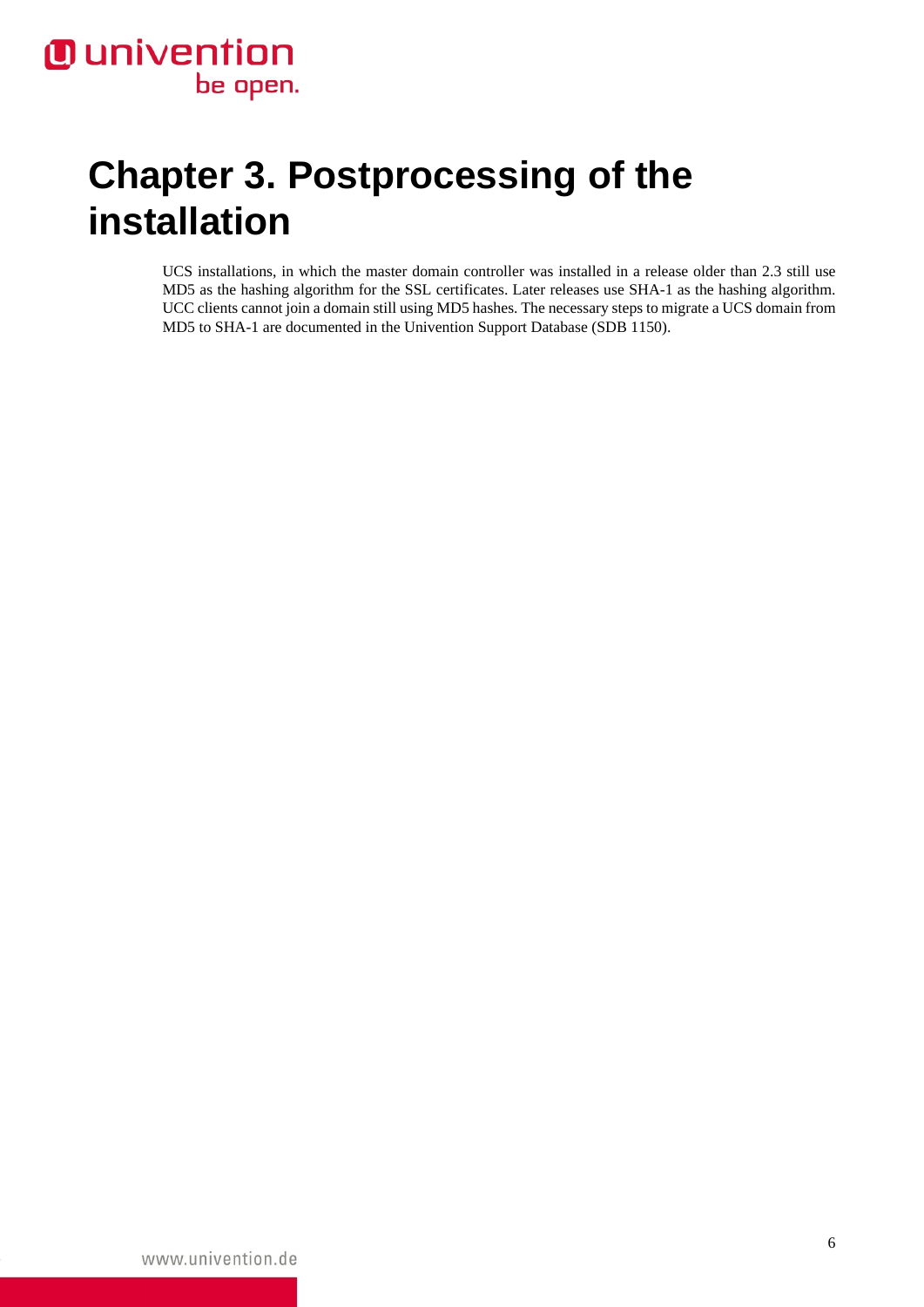# Chapter 3. Postprocessing of the installation

UCS installations, in which the master domain controller was installed in a release older than 2.3 still use MD5 as the hashing algorithm for the SSL certificates. Later releases use SHA-1 as the hashing algorithm. UCC clients cannot join a domain still using MD5 hashes. The necessary steps to migrate a UCS domain from MD5 to SHA-1 are documented in the Univention Support Database (SDB 1150).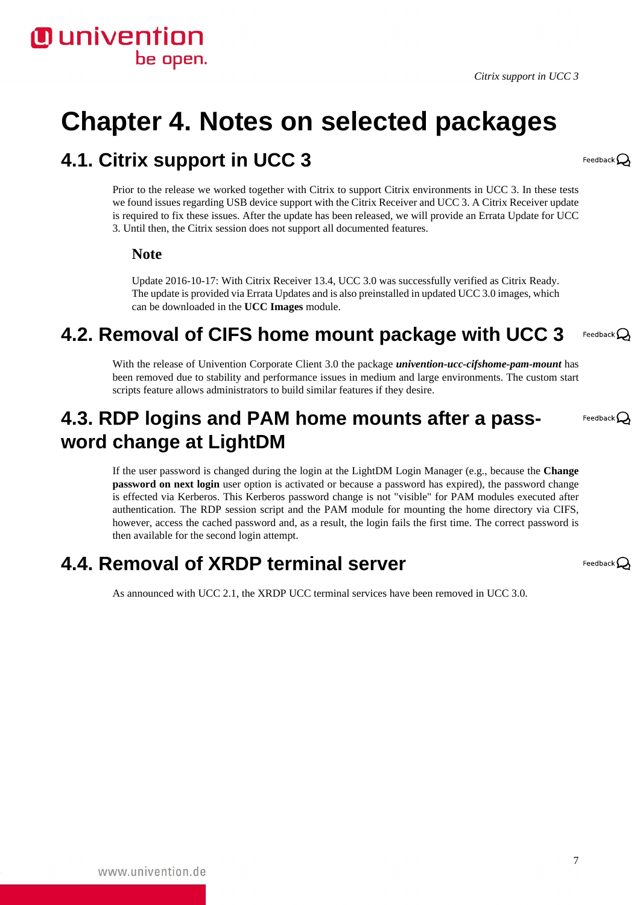# Chapter 4. Notes on selected packages

## 4.1. Citrix support in UCC 3

Prior to the release we worked together with Citrix to support Citrix environments in UCC 3. In these tests we found issues regarding USB device support with the Citrix Receiver and UCC 3. A Citrix Receiver update is required to fix these issues. After the update has been released, we will provide an Errata Update for UCC 3. Until then, the Citrix session does not support all documented features.

### Note

Update 2016-10-17: With Citrix Receiver 13.4, UCC 3.0 was successfully verified as Citrix Ready. The update is provided via Errata Updates and is also preinstalled in updated UCC 3.0 images, which can be downloaded in the **UCC Images** module.

## 4.2. Removal of CIFS home mount package with UCC 3

With the release of Univention Corporate Client 3.0 the package ***univention-ucc-cifshome-pam-mount*** has been removed due to stability and performance issues in medium and large environments. The custom start scripts feature allows administrators to build similar features if they desire.

## 4.3. RDP logins and PAM home mounts after a password change at LightDM

If the user password is changed during the login at the LightDM Login Manager (e.g., because the **Change password on next login** user option is activated or because a password has expired), the password change is effected via Kerberos. This Kerberos password change is not "visible" for PAM modules executed after authentication. The RDP session script and the PAM module for mounting the home directory via CIFS, however, access the cached password and, as a result, the login fails the first time. The correct password is then available for the second login attempt.

## 4.4. Removal of XRDP terminal server

As announced with UCC 2.1, the XRDP UCC terminal services have been removed in UCC 3.0.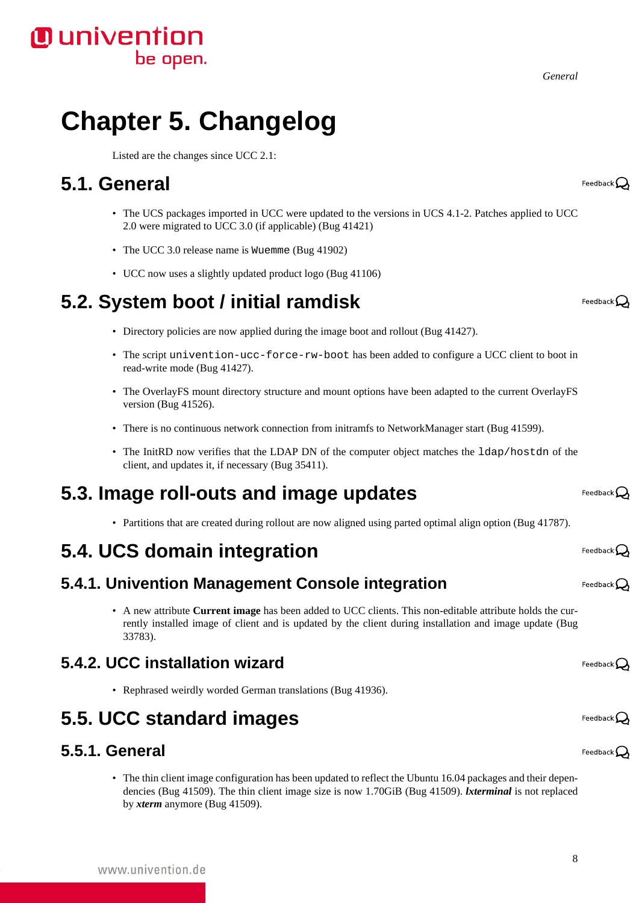# Chapter 5. Changelog

Listed are the changes since UCC 2.1:

## 5.1. General

- The UCS packages imported in UCC were updated to the versions in UCS 4.1-2. Patches applied to UCC 2.0 were migrated to UCC 3.0 (if applicable) (Bug 41421)
- The UCC 3.0 release name is `Wuemme` (Bug 41902)
- UCC now uses a slightly updated product logo (Bug 41106)

## 5.2. System boot / initial ramdisk

- Directory policies are now applied during the image boot and rollout (Bug 41427).
- The script `univention-ucc-force-rw-boot` has been added to configure a UCC client to boot in read-write mode (Bug 41427).
- The OverlayFS mount directory structure and mount options have been adapted to the current OverlayFS version (Bug 41526).
- There is no continuous network connection from initramfs to NetworkManager start (Bug 41599).
- The InitRD now verifies that the LDAP DN of the computer object matches the `ldap/hostdn` of the client, and updates it, if necessary (Bug 35411).

## 5.3. Image roll-outs and image updates

- Partitions that are created during rollout are now aligned using parted optimal align option (Bug 41787).

## 5.4. UCS domain integration

### 5.4.1. Univention Management Console integration

- A new attribute **Current image** has been added to UCC clients. This non-editable attribute holds the currently installed image of client and is updated by the client during installation and image update (Bug 33783).

### 5.4.2. UCC installation wizard

- Rephrased weirdly worded German translations (Bug 41936).

## 5.5. UCC standard images

### 5.5.1. General

- The thin client image configuration has been updated to reflect the Ubuntu 16.04 packages and their dependencies (Bug 41509). The thin client image size is now 1.70GiB (Bug 41509). ***lxterminal*** is not replaced by ***xterm*** anymore (Bug 41509).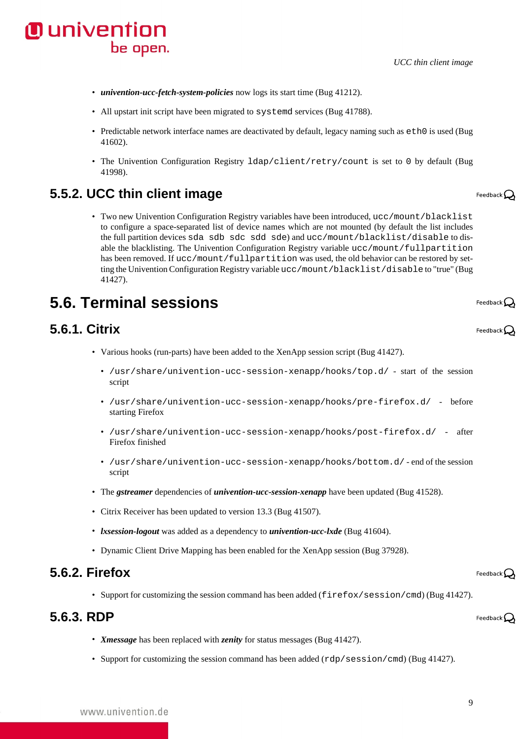- ***univention-ucc-fetch-system-policies*** now logs its start time (Bug 41212).
- All upstart init script have been migrated to `systemd` services (Bug 41788).
- Predictable network interface names are deactivated by default, legacy naming such as `eth0` is used (Bug 41602).
- The Univention Configuration Registry `ldap/client/retry/count` is set to `0` by default (Bug 41998).

### 5.5.2. UCC thin client image

- Two new Univention Configuration Registry variables have been introduced, `ucc/mount/blacklist` to configure a space-separated list of device names which are not mounted (by default the list includes the full partition devices `sda sdb sdc sdd sde`) and `ucc/mount/blacklist/disable` to disable the blacklisting. The Univention Configuration Registry variable `ucc/mount/fullpartition` has been removed. If `ucc/mount/fullpartition` was used, the old behavior can be restored by setting the Univention Configuration Registry variable `ucc/mount/blacklist/disable` to "true" (Bug 41427).

## 5.6. Terminal sessions

### 5.6.1. Citrix

- Various hooks (run-parts) have been added to the XenApp session script (Bug 41427).
  - `/usr/share/univention-ucc-session-xenapp/hooks/top.d/` - start of the session script
  - `/usr/share/univention-ucc-session-xenapp/hooks/pre-firefox.d/` - before starting Firefox
  - `/usr/share/univention-ucc-session-xenapp/hooks/post-firefox.d/` - after Firefox finished
  - `/usr/share/univention-ucc-session-xenapp/hooks/bottom.d/` - end of the session script
- The ***gstreamer*** dependencies of ***univention-ucc-session-xenapp*** have been updated (Bug 41528).
- Citrix Receiver has been updated to version 13.3 (Bug 41507).
- ***lxsession-logout*** was added as a dependency to ***univention-ucc-lxde*** (Bug 41604).
- Dynamic Client Drive Mapping has been enabled for the XenApp session (Bug 37928).

### 5.6.2. Firefox

- Support for customizing the session command has been added (`firefox/session/cmd`) (Bug 41427).

### 5.6.3. RDP

- ***Xmessage*** has been replaced with ***zenity*** for status messages (Bug 41427).
- Support for customizing the session command has been added (`rdp/session/cmd`) (Bug 41427).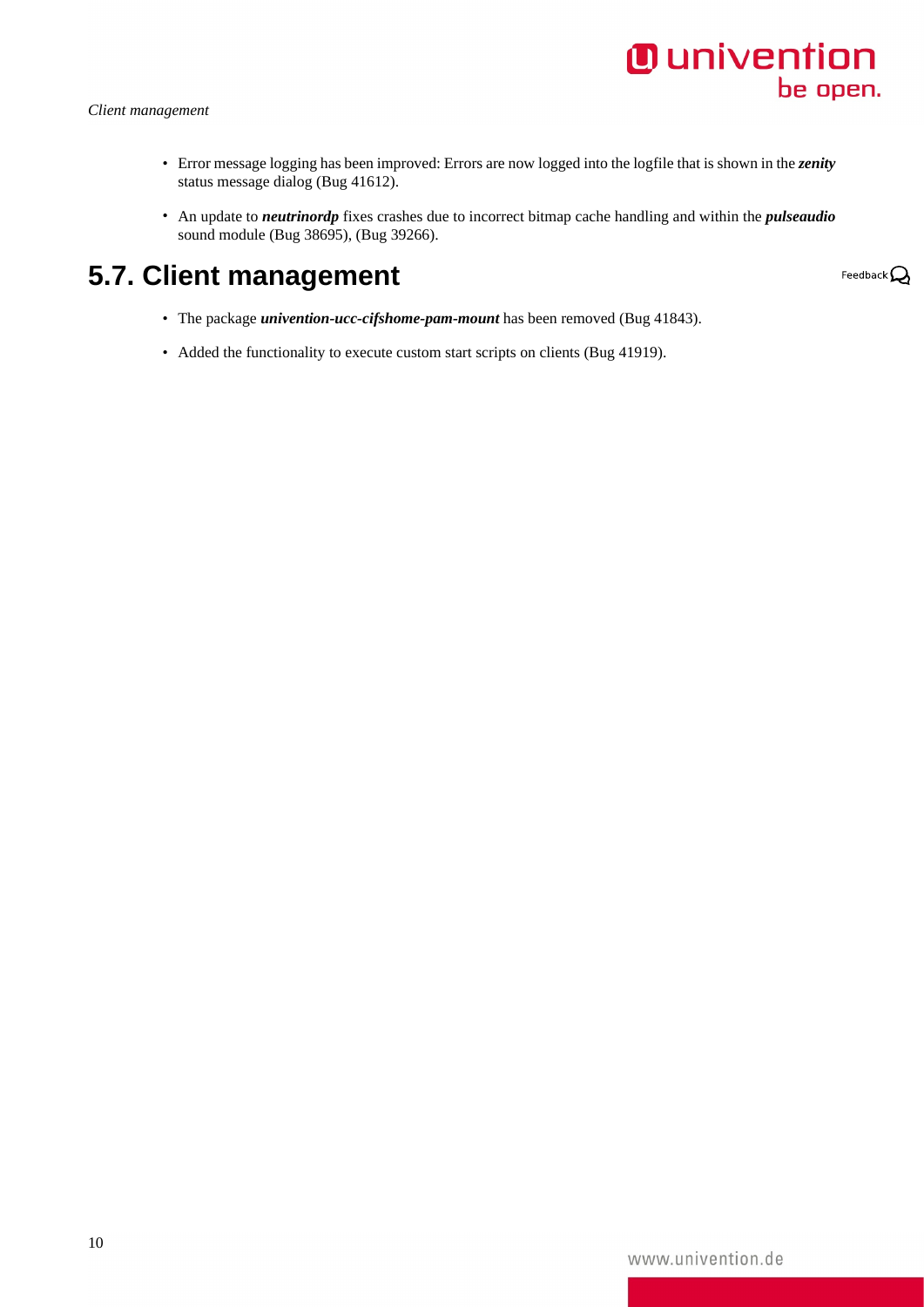- Error message logging has been improved: Errors are now logged into the logfile that is shown in the ***zenity*** status message dialog (Bug 41612).
- An update to ***neutrinordp*** fixes crashes due to incorrect bitmap cache handling and within the ***pulseaudio*** sound module (Bug 38695), (Bug 39266).

## 5.7. Client management

- The package ***univention-ucc-cifshome-pam-mount*** has been removed (Bug 41843).
- Added the functionality to execute custom start scripts on clients (Bug 41919).